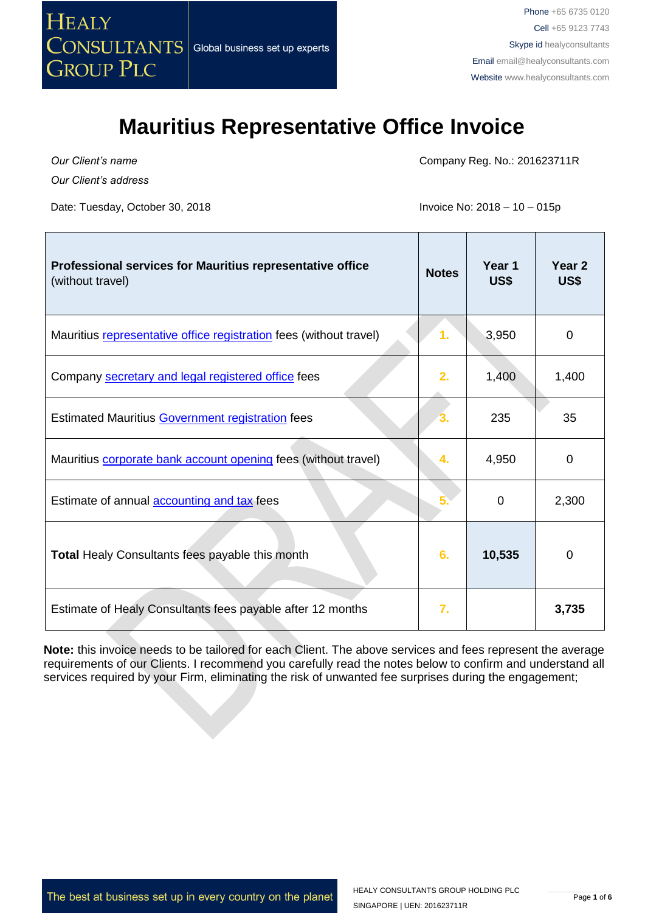Healy Consultants Group PLC — Global business set up experts

Phone +65 6735 0120
Cell +65 9123 7743
Skype id healyconsultants
Email email@healyconsultants.com
Website www.healyconsultants.com

# Mauritius Representative Office Invoice

*Our Client's name*

*Our Client's address*

Company Reg. No.: 201623711R

Date: Tuesday, October 30, 2018

Invoice No: 2018 – 10 – 015p

| **Professional services for Mauritius representative office** (without travel) | **Notes** | **Year 1 US$** | **Year 2 US$** |
|---|---|---|---|
| Mauritius representative office registration fees (without travel) | 1. | 3,950 | 0 |
| Company secretary and legal registered office fees | 2. | 1,400 | 1,400 |
| Estimated Mauritius Government registration fees | 3. | 235 | 35 |
| Mauritius corporate bank account opening fees (without travel) | 4. | 4,950 | 0 |
| Estimate of annual accounting and tax fees | 5. | 0 | 2,300 |
| **Total** Healy Consultants fees payable this month | 6. | **10,535** | 0 |
| Estimate of Healy Consultants fees payable after 12 months | 7. | | **3,735** |

**Note:** this invoice needs to be tailored for each Client. The above services and fees represent the average requirements of our Clients. I recommend you carefully read the notes below to confirm and understand all services required by your Firm, eliminating the risk of unwanted fee surprises during the engagement;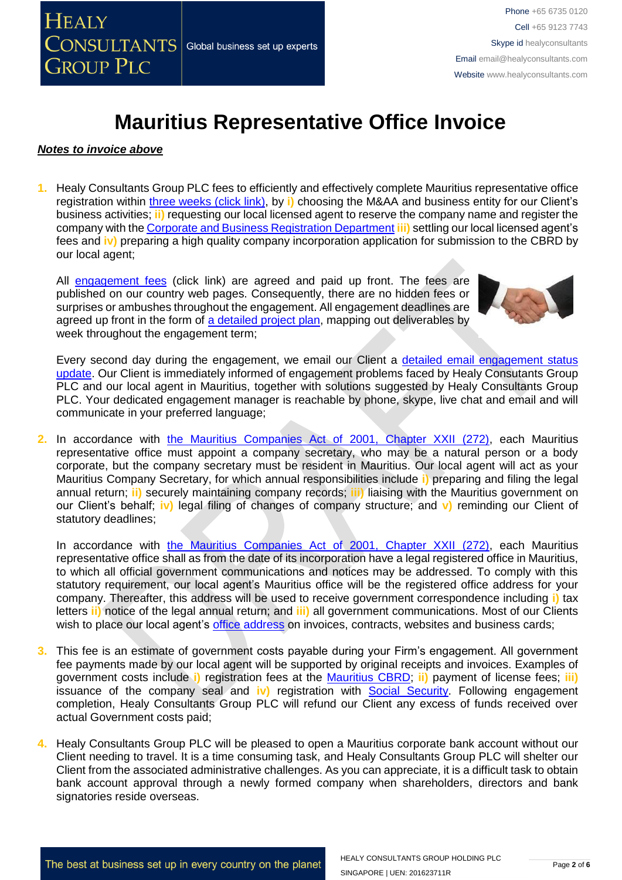# Mauritius Representative Office Invoice

***Notes to invoice above***

1. Healy Consultants Group PLC fees to efficiently and effectively complete Mauritius representative office registration within three weeks (click link), by **i)** choosing the M&AA and business entity for our Client's business activities; **ii)** requesting our local licensed agent to reserve the company name and register the company with the Corporate and Business Registration Department **iii)** settling our local licensed agent's fees and **iv)** preparing a high quality company incorporation application for submission to the CBRD by our local agent;

   All engagement fees (click link) are agreed and paid up front. The fees are published on our country web pages. Consequently, there are no hidden fees or surprises or ambushes throughout the engagement. All engagement deadlines are agreed up front in the form of a detailed project plan, mapping out deliverables by week throughout the engagement term;

   Every second day during the engagement, we email our Client a detailed email engagement status update. Our Client is immediately informed of engagement problems faced by Healy Consultants Group PLC and our local agent in Mauritius, together with solutions suggested by Healy Consultants Group PLC. Your dedicated engagement manager is reachable by phone, skype, live chat and email and will communicate in your preferred language;

2. In accordance with the Mauritius Companies Act of 2001, Chapter XXII (272), each Mauritius representative office must appoint a company secretary, who may be a natural person or a body corporate, but the company secretary must be resident in Mauritius. Our local agent will act as your Mauritius Company Secretary, for which annual responsibilities include **i)** preparing and filing the legal annual return; **ii)** securely maintaining company records; **iii)** liaising with the Mauritius government on our Client's behalf; **iv)** legal filing of changes of company structure; and **v)** reminding our Client of statutory deadlines;

   In accordance with the Mauritius Companies Act of 2001, Chapter XXII (272), each Mauritius representative office shall as from the date of its incorporation have a legal registered office in Mauritius, to which all official government communications and notices may be addressed. To comply with this statutory requirement, our local agent's Mauritius office will be the registered office address for your company. Thereafter, this address will be used to receive government correspondence including **i)** tax letters **ii)** notice of the legal annual return; and **iii)** all government communications. Most of our Clients wish to place our local agent's office address on invoices, contracts, websites and business cards;

3. This fee is an estimate of government costs payable during your Firm's engagement. All government fee payments made by our local agent will be supported by original receipts and invoices. Examples of government costs include **i)** registration fees at the Mauritius CBRD; **ii)** payment of license fees; **iii)** issuance of the company seal and **iv)** registration with Social Security. Following engagement completion, Healy Consultants Group PLC will refund our Client any excess of funds received over actual Government costs paid;

4. Healy Consultants Group PLC will be pleased to open a Mauritius corporate bank account without our Client needing to travel. It is a time consuming task, and Healy Consultants Group PLC will shelter our Client from the associated administrative challenges. As you can appreciate, it is a difficult task to obtain bank account approval through a newly formed company when shareholders, directors and bank signatories reside overseas.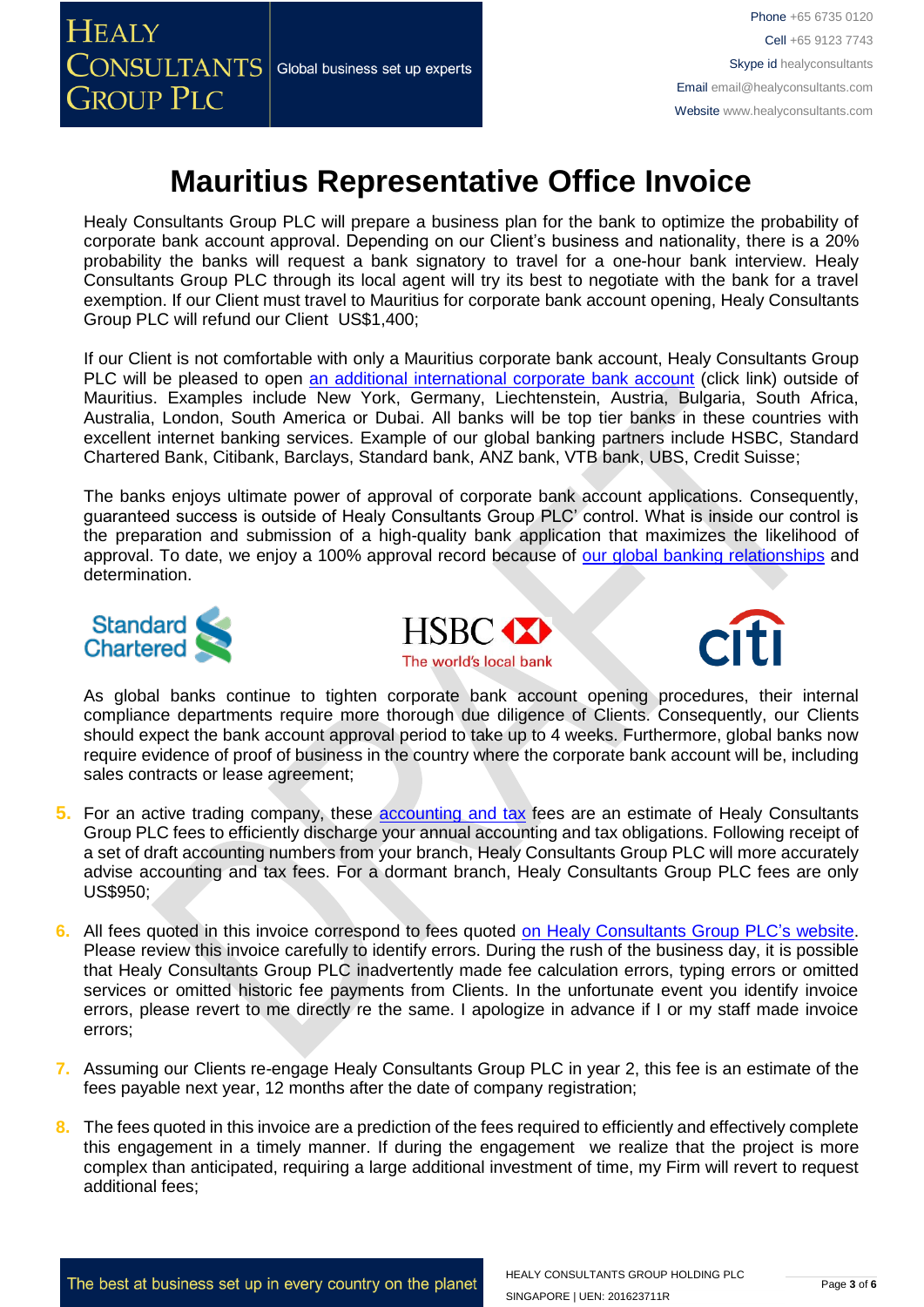# Mauritius Representative Office Invoice

Healy Consultants Group PLC will prepare a business plan for the bank to optimize the probability of corporate bank account approval. Depending on our Client's business and nationality, there is a 20% probability the banks will request a bank signatory to travel for a one-hour bank interview. Healy Consultants Group PLC through its local agent will try its best to negotiate with the bank for a travel exemption. If our Client must travel to Mauritius for corporate bank account opening, Healy Consultants Group PLC will refund our Client US$1,400;

If our Client is not comfortable with only a Mauritius corporate bank account, Healy Consultants Group PLC will be pleased to open an additional international corporate bank account (click link) outside of Mauritius. Examples include New York, Germany, Liechtenstein, Austria, Bulgaria, South Africa, Australia, London, South America or Dubai. All banks will be top tier banks in these countries with excellent internet banking services. Example of our global banking partners include HSBC, Standard Chartered Bank, Citibank, Barclays, Standard bank, ANZ bank, VTB bank, UBS, Credit Suisse;

The banks enjoys ultimate power of approval of corporate bank account applications. Consequently, guaranteed success is outside of Healy Consultants Group PLC' control. What is inside our control is the preparation and submission of a high-quality bank application that maximizes the likelihood of approval. To date, we enjoy a 100% approval record because of our global banking relationships and determination.

As global banks continue to tighten corporate bank account opening procedures, their internal compliance departments require more thorough due diligence of Clients. Consequently, our Clients should expect the bank account approval period to take up to 4 weeks. Furthermore, global banks now require evidence of proof of business in the country where the corporate bank account will be, including sales contracts or lease agreement;

5. For an active trading company, these accounting and tax fees are an estimate of Healy Consultants Group PLC fees to efficiently discharge your annual accounting and tax obligations. Following receipt of a set of draft accounting numbers from your branch, Healy Consultants Group PLC will more accurately advise accounting and tax fees. For a dormant branch, Healy Consultants Group PLC fees are only US$950;

6. All fees quoted in this invoice correspond to fees quoted on Healy Consultants Group PLC's website. Please review this invoice carefully to identify errors. During the rush of the business day, it is possible that Healy Consultants Group PLC inadvertently made fee calculation errors, typing errors or omitted services or omitted historic fee payments from Clients. In the unfortunate event you identify invoice errors, please revert to me directly re the same. I apologize in advance if I or my staff made invoice errors;

7. Assuming our Clients re-engage Healy Consultants Group PLC in year 2, this fee is an estimate of the fees payable next year, 12 months after the date of company registration;

8. The fees quoted in this invoice are a prediction of the fees required to efficiently and effectively complete this engagement in a timely manner. If during the engagement we realize that the project is more complex than anticipated, requiring a large additional investment of time, my Firm will revert to request additional fees;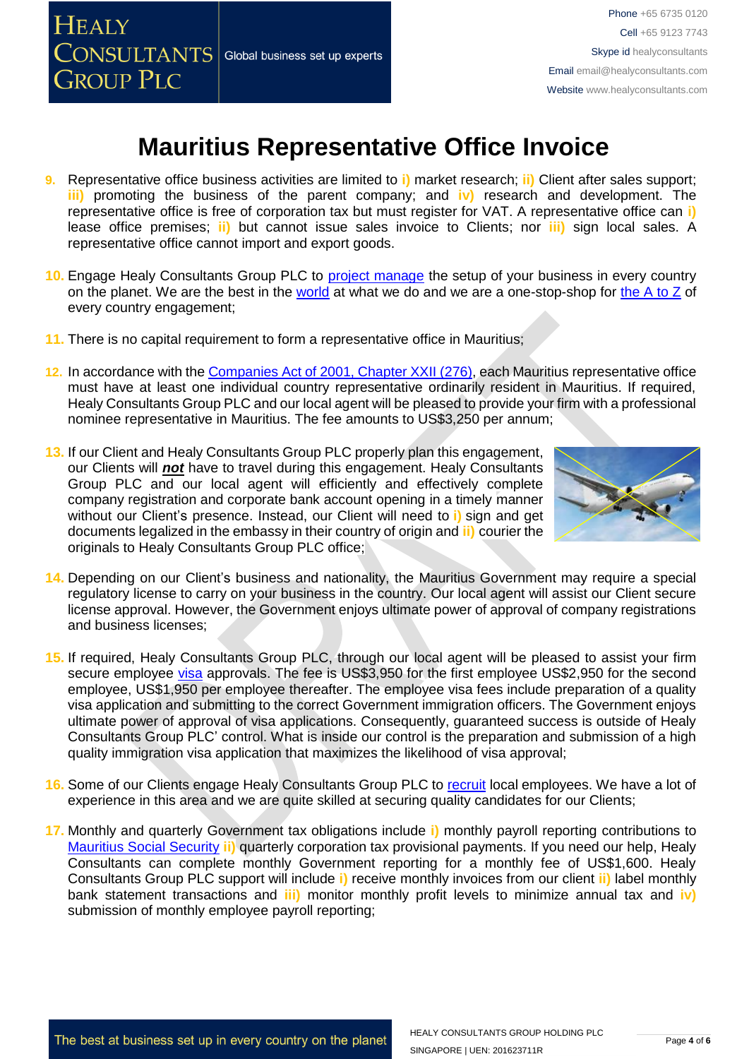# Mauritius Representative Office Invoice

9. Representative office business activities are limited to **i)** market research; **ii)** Client after sales support; **iii)** promoting the business of the parent company; and **iv)** research and development. The representative office is free of corporation tax but must register for VAT. A representative office can **i)** lease office premises; **ii)** but cannot issue sales invoice to Clients; nor **iii)** sign local sales. A representative office cannot import and export goods.

10. Engage Healy Consultants Group PLC to project manage the setup of your business in every country on the planet. We are the best in the world at what we do and we are a one-stop-shop for the A to Z of every country engagement;

11. There is no capital requirement to form a representative office in Mauritius;

12. In accordance with the Companies Act of 2001, Chapter XXII (276), each Mauritius representative office must have at least one individual country representative ordinarily resident in Mauritius. If required, Healy Consultants Group PLC and our local agent will be pleased to provide your firm with a professional nominee representative in Mauritius. The fee amounts to US$3,250 per annum;

13. If our Client and Healy Consultants Group PLC properly plan this engagement, our Clients will ***not*** have to travel during this engagement. Healy Consultants Group PLC and our local agent will efficiently and effectively complete company registration and corporate bank account opening in a timely manner without our Client's presence. Instead, our Client will need to **i)** sign and get documents legalized in the embassy in their country of origin and **ii)** courier the originals to Healy Consultants Group PLC office;

14. Depending on our Client's business and nationality, the Mauritius Government may require a special regulatory license to carry on your business in the country. Our local agent will assist our Client secure license approval. However, the Government enjoys ultimate power of approval of company registrations and business licenses;

15. If required, Healy Consultants Group PLC, through our local agent will be pleased to assist your firm secure employee visa approvals. The fee is US$3,950 for the first employee US$2,950 for the second employee, US$1,950 per employee thereafter. The employee visa fees include preparation of a quality visa application and submitting to the correct Government immigration officers. The Government enjoys ultimate power of approval of visa applications. Consequently, guaranteed success is outside of Healy Consultants Group PLC' control. What is inside our control is the preparation and submission of a high quality immigration visa application that maximizes the likelihood of visa approval;

16. Some of our Clients engage Healy Consultants Group PLC to recruit local employees. We have a lot of experience in this area and we are quite skilled at securing quality candidates for our Clients;

17. Monthly and quarterly Government tax obligations include **i)** monthly payroll reporting contributions to Mauritius Social Security **ii)** quarterly corporation tax provisional payments. If you need our help, Healy Consultants can complete monthly Government reporting for a monthly fee of US$1,600. Healy Consultants Group PLC support will include **i)** receive monthly invoices from our client **ii)** label monthly bank statement transactions and **iii)** monitor monthly profit levels to minimize annual tax and **iv)** submission of monthly employee payroll reporting;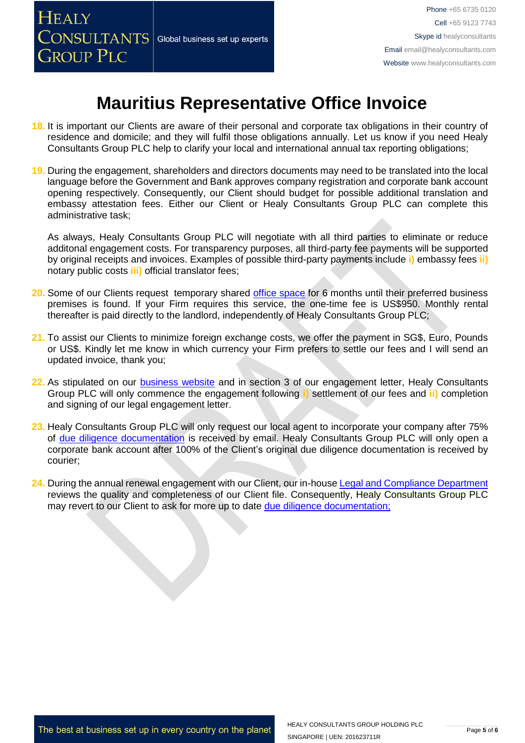# Mauritius Representative Office Invoice

18. It is important our Clients are aware of their personal and corporate tax obligations in their country of residence and domicile; and they will fulfil those obligations annually. Let us know if you need Healy Consultants Group PLC help to clarify your local and international annual tax reporting obligations;

19. During the engagement, shareholders and directors documents may need to be translated into the local language before the Government and Bank approves company registration and corporate bank account opening respectively. Consequently, our Client should budget for possible additional translation and embassy attestation fees. Either our Client or Healy Consultants Group PLC can complete this administrative task;

    As always, Healy Consultants Group PLC will negotiate with all third parties to eliminate or reduce additonal engagement costs. For transparency purposes, all third-party fee payments will be supported by original receipts and invoices. Examples of possible third-party payments include **i)** embassy fees **ii)** notary public costs **iii)** official translator fees;

20. Some of our Clients request temporary shared office space for 6 months until their preferred business premises is found. If your Firm requires this service, the one-time fee is US$950. Monthly rental thereafter is paid directly to the landlord, independently of Healy Consultants Group PLC;

21. To assist our Clients to minimize foreign exchange costs, we offer the payment in SG$, Euro, Pounds or US$. Kindly let me know in which currency your Firm prefers to settle our fees and I will send an updated invoice, thank you;

22. As stipulated on our business website and in section 3 of our engagement letter, Healy Consultants Group PLC will only commence the engagement following **i)** settlement of our fees and **ii)** completion and signing of our legal engagement letter.

23. Healy Consultants Group PLC will only request our local agent to incorporate your company after 75% of due diligence documentation is received by email. Healy Consultants Group PLC will only open a corporate bank account after 100% of the Client's original due diligence documentation is received by courier;

24. During the annual renewal engagement with our Client, our in-house Legal and Compliance Department reviews the quality and completeness of our Client file. Consequently, Healy Consultants Group PLC may revert to our Client to ask for more up to date due diligence documentation;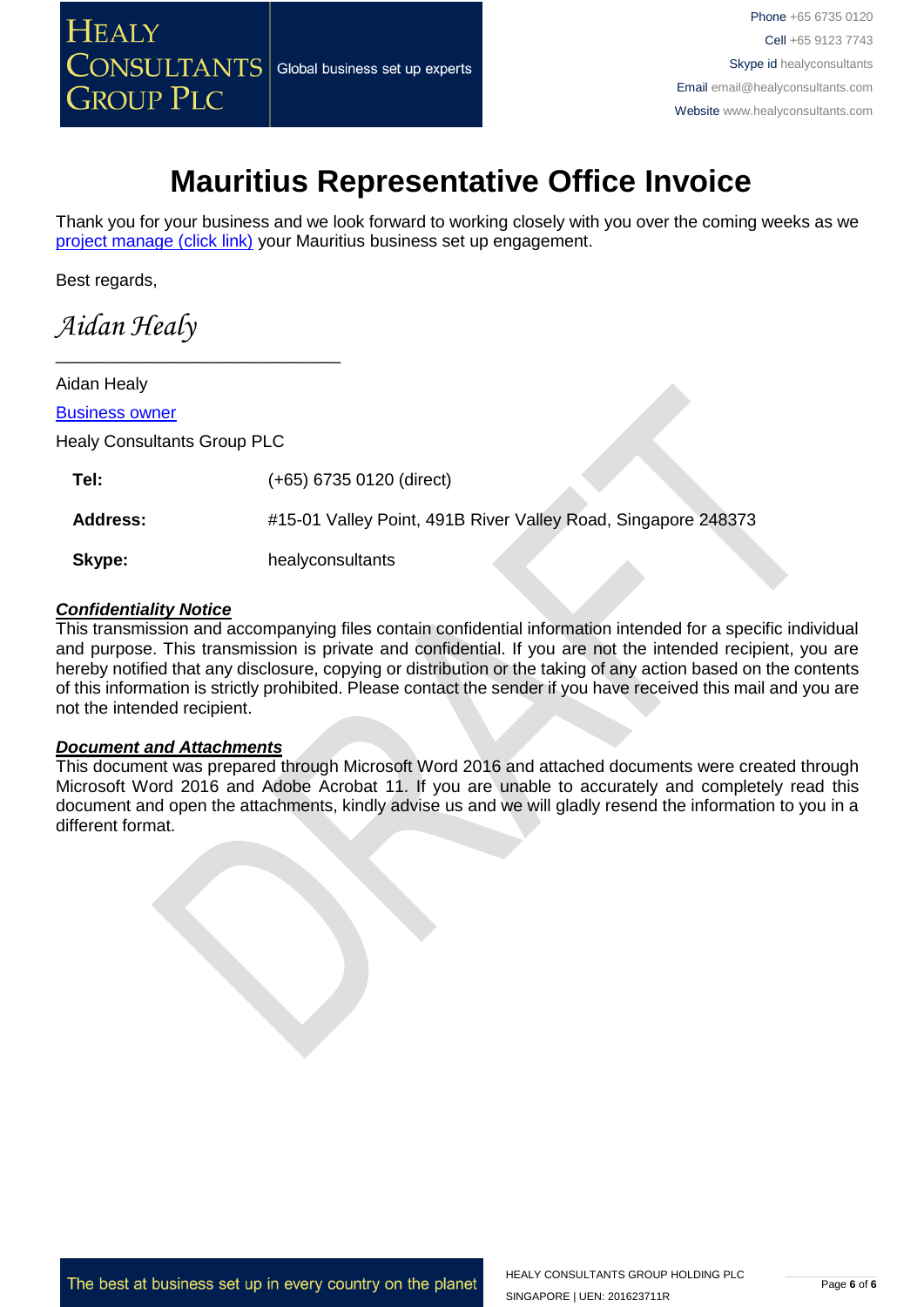# Mauritius Representative Office Invoice

Thank you for your business and we look forward to working closely with you over the coming weeks as we [project manage (click link)] your Mauritius business set up engagement.

Best regards,

*Aidan Healy*

_______________________________

Aidan Healy

[Business owner]

Healy Consultants Group PLC

| | |
|---|---|
| **Tel:** | (+65) 6735 0120 (direct) |
| **Address:** | #15-01 Valley Point, 491B River Valley Road, Singapore 248373 |
| **Skype:** | healyconsultants |

***Confidentiality Notice***

This transmission and accompanying files contain confidential information intended for a specific individual and purpose. This transmission is private and confidential. If you are not the intended recipient, you are hereby notified that any disclosure, copying or distribution or the taking of any action based on the contents of this information is strictly prohibited. Please contact the sender if you have received this mail and you are not the intended recipient.

***Document and Attachments***

This document was prepared through Microsoft Word 2016 and attached documents were created through Microsoft Word 2016 and Adobe Acrobat 11. If you are unable to accurately and completely read this document and open the attachments, kindly advise us and we will gladly resend the information to you in a different format.